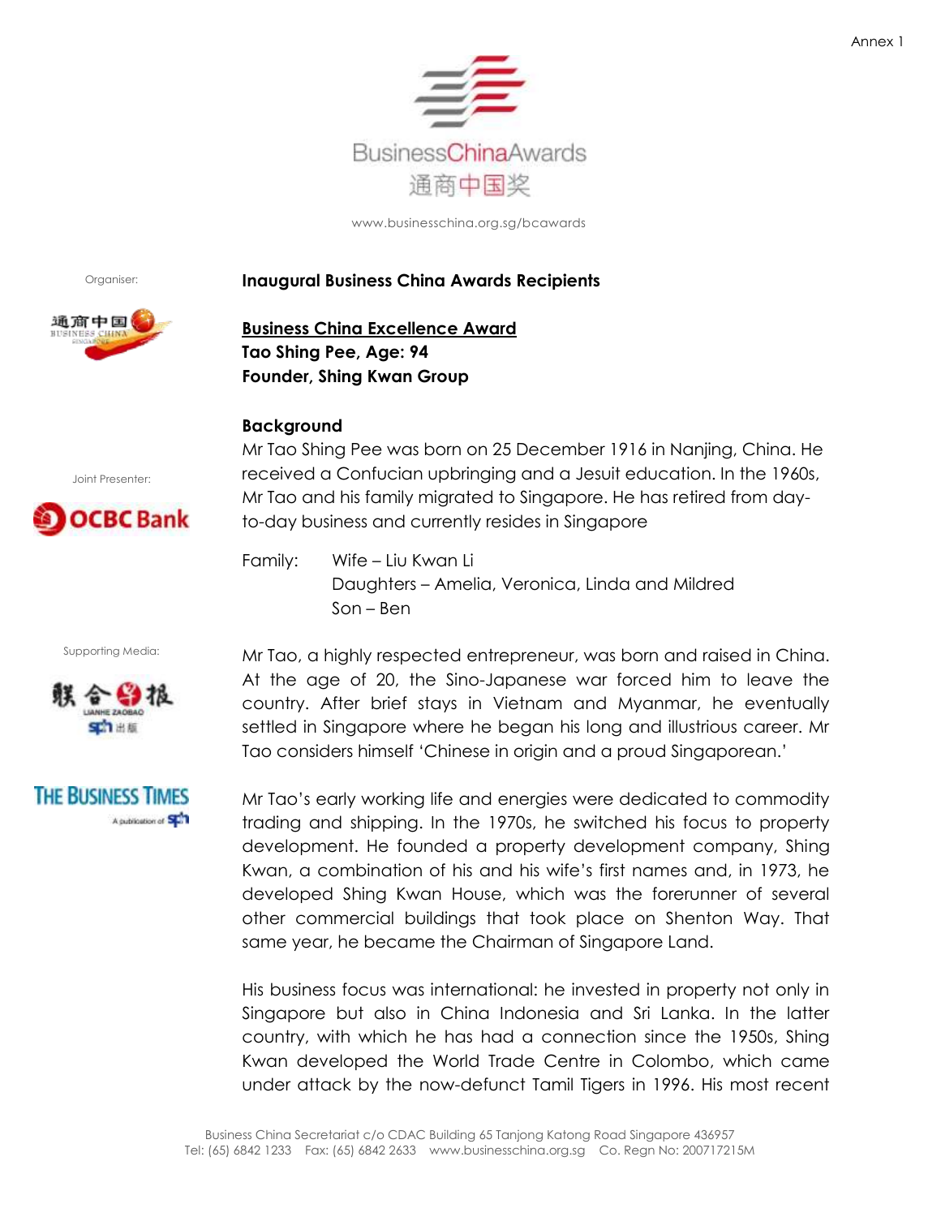Annex 1

BusinessChinaAwards
通商中国奖

www.businesschina.org.sg/bcawards

Organiser:

Joint Presenter:

Supporting Media:

## Inaugural Business China Awards Recipients

**Business China Excellence Award**
**Tao Shing Pee, Age: 94**
**Founder, Shing Kwan Group**

### Background

Mr Tao Shing Pee was born on 25 December 1916 in Nanjing, China. He received a Confucian upbringing and a Jesuit education. In the 1960s, Mr Tao and his family migrated to Singapore. He has retired from day-to-day business and currently resides in Singapore

Family: Wife – Liu Kwan Li
Daughters – Amelia, Veronica, Linda and Mildred
Son – Ben

Mr Tao, a highly respected entrepreneur, was born and raised in China. At the age of 20, the Sino-Japanese war forced him to leave the country. After brief stays in Vietnam and Myanmar, he eventually settled in Singapore where he began his long and illustrious career. Mr Tao considers himself 'Chinese in origin and a proud Singaporean.'

Mr Tao's early working life and energies were dedicated to commodity trading and shipping. In the 1970s, he switched his focus to property development. He founded a property development company, Shing Kwan, a combination of his and his wife's first names and, in 1973, he developed Shing Kwan House, which was the forerunner of several other commercial buildings that took place on Shenton Way. That same year, he became the Chairman of Singapore Land.

His business focus was international: he invested in property not only in Singapore but also in China Indonesia and Sri Lanka. In the latter country, with which he has had a connection since the 1950s, Shing Kwan developed the World Trade Centre in Colombo, which came under attack by the now-defunct Tamil Tigers in 1996. His most recent

Business China Secretariat c/o CDAC Building 65 Tanjong Katong Road Singapore 436957
Tel: (65) 6842 1233 Fax: (65) 6842 2633 www.businesschina.org.sg Co. Regn No: 200717215M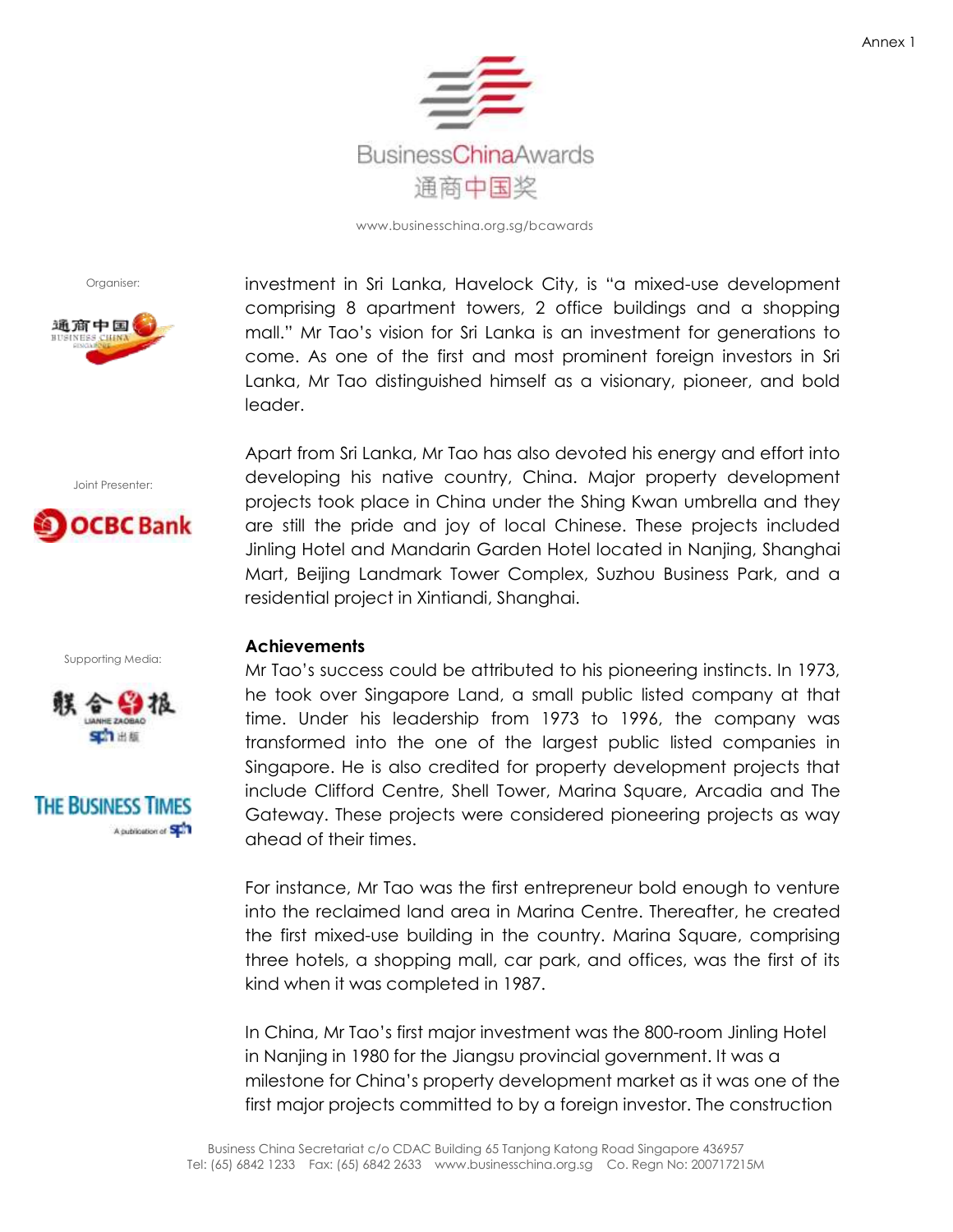investment in Sri Lanka, Havelock City, is "a mixed-use development comprising 8 apartment towers, 2 office buildings and a shopping mall." Mr Tao's vision for Sri Lanka is an investment for generations to come. As one of the first and most prominent foreign investors in Sri Lanka, Mr Tao distinguished himself as a visionary, pioneer, and bold leader.

Apart from Sri Lanka, Mr Tao has also devoted his energy and effort into developing his native country, China. Major property development projects took place in China under the Shing Kwan umbrella and they are still the pride and joy of local Chinese. These projects included Jinling Hotel and Mandarin Garden Hotel located in Nanjing, Shanghai Mart, Beijing Landmark Tower Complex, Suzhou Business Park, and a residential project in Xintiandi, Shanghai.

**Achievements**

Mr Tao's success could be attributed to his pioneering instincts. In 1973, he took over Singapore Land, a small public listed company at that time. Under his leadership from 1973 to 1996, the company was transformed into the one of the largest public listed companies in Singapore. He is also credited for property development projects that include Clifford Centre, Shell Tower, Marina Square, Arcadia and The Gateway. These projects were considered pioneering projects as way ahead of their times.

For instance, Mr Tao was the first entrepreneur bold enough to venture into the reclaimed land area in Marina Centre. Thereafter, he created the first mixed-use building in the country. Marina Square, comprising three hotels, a shopping mall, car park, and offices, was the first of its kind when it was completed in 1987.

In China, Mr Tao's first major investment was the 800-room Jinling Hotel in Nanjing in 1980 for the Jiangsu provincial government. It was a milestone for China's property development market as it was one of the first major projects committed to by a foreign investor. The construction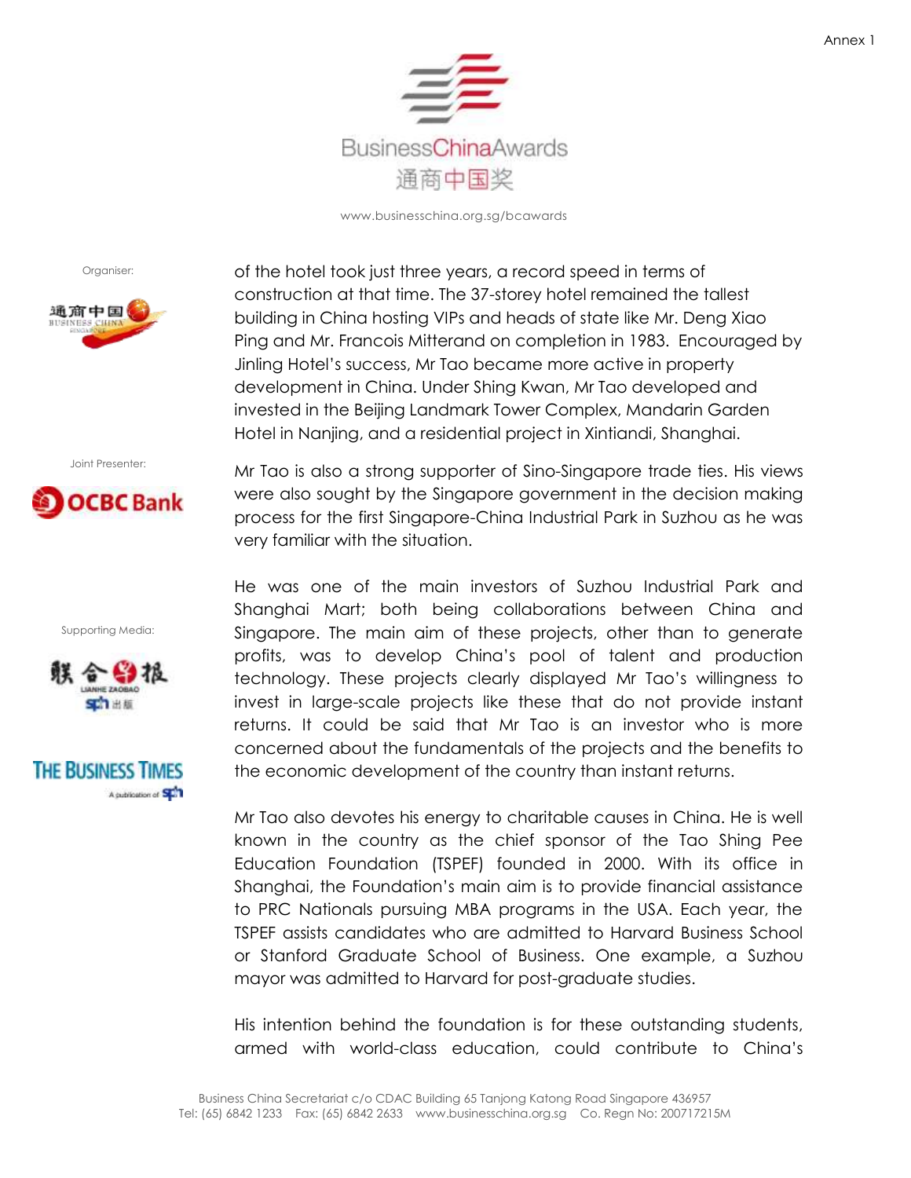of the hotel took just three years, a record speed in terms of construction at that time. The 37-storey hotel remained the tallest building in China hosting VIPs and heads of state like Mr. Deng Xiao Ping and Mr. Francois Mitterand on completion in 1983. Encouraged by Jinling Hotel's success, Mr Tao became more active in property development in China. Under Shing Kwan, Mr Tao developed and invested in the Beijing Landmark Tower Complex, Mandarin Garden Hotel in Nanjing, and a residential project in Xintiandi, Shanghai.

Mr Tao is also a strong supporter of Sino-Singapore trade ties. His views were also sought by the Singapore government in the decision making process for the first Singapore-China Industrial Park in Suzhou as he was very familiar with the situation.

He was one of the main investors of Suzhou Industrial Park and Shanghai Mart; both being collaborations between China and Singapore. The main aim of these projects, other than to generate profits, was to develop China's pool of talent and production technology. These projects clearly displayed Mr Tao's willingness to invest in large-scale projects like these that do not provide instant returns. It could be said that Mr Tao is an investor who is more concerned about the fundamentals of the projects and the benefits to the economic development of the country than instant returns.

Mr Tao also devotes his energy to charitable causes in China. He is well known in the country as the chief sponsor of the Tao Shing Pee Education Foundation (TSPEF) founded in 2000. With its office in Shanghai, the Foundation's main aim is to provide financial assistance to PRC Nationals pursuing MBA programs in the USA. Each year, the TSPEF assists candidates who are admitted to Harvard Business School or Stanford Graduate School of Business. One example, a Suzhou mayor was admitted to Harvard for post-graduate studies.

His intention behind the foundation is for these outstanding students, armed with world-class education, could contribute to China's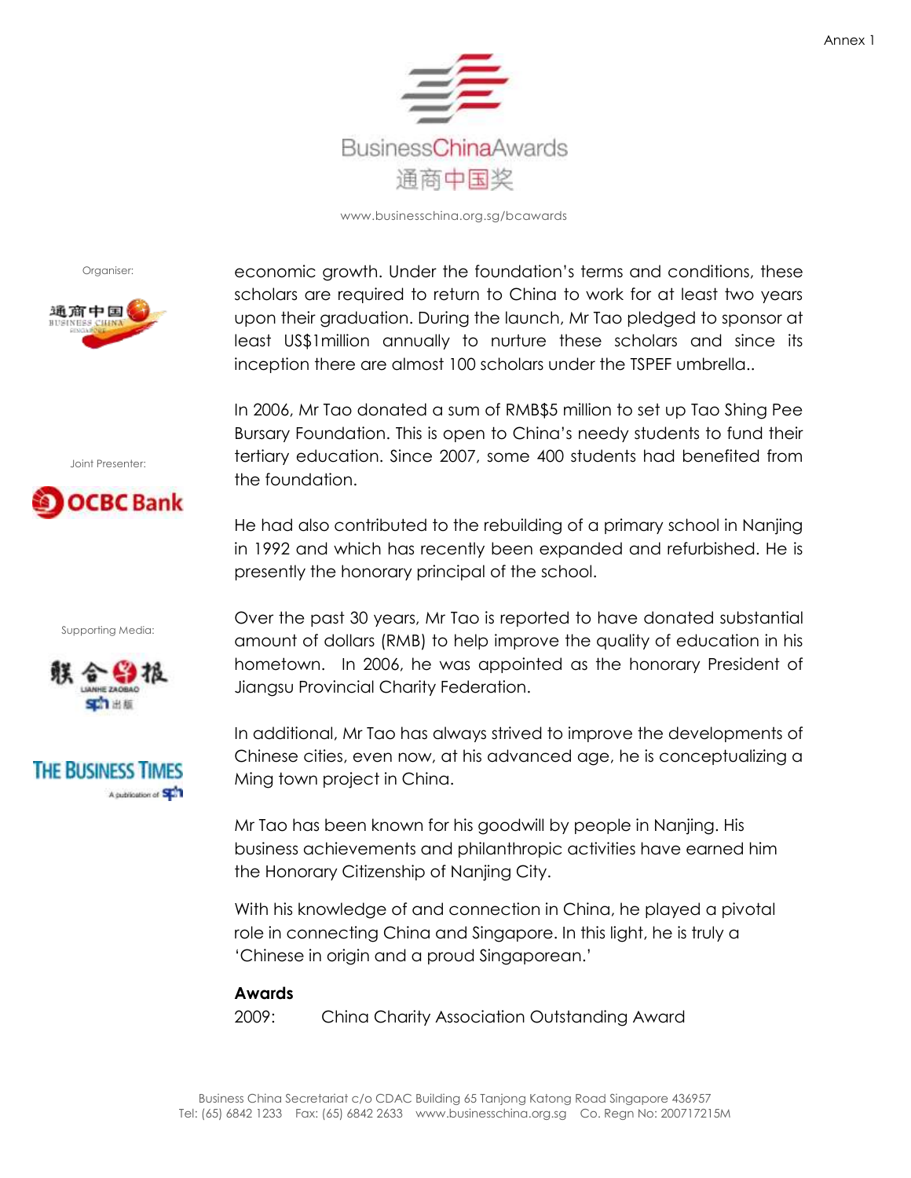economic growth. Under the foundation's terms and conditions, these scholars are required to return to China to work for at least two years upon their graduation. During the launch, Mr Tao pledged to sponsor at least US$1million annually to nurture these scholars and since its inception there are almost 100 scholars under the TSPEF umbrella..

In 2006, Mr Tao donated a sum of RMB$5 million to set up Tao Shing Pee Bursary Foundation. This is open to China's needy students to fund their tertiary education. Since 2007, some 400 students had benefited from the foundation.

He had also contributed to the rebuilding of a primary school in Nanjing in 1992 and which has recently been expanded and refurbished. He is presently the honorary principal of the school.

Over the past 30 years, Mr Tao is reported to have donated substantial amount of dollars (RMB) to help improve the quality of education in his hometown. In 2006, he was appointed as the honorary President of Jiangsu Provincial Charity Federation.

In additional, Mr Tao has always strived to improve the developments of Chinese cities, even now, at his advanced age, he is conceptualizing a Ming town project in China.

Mr Tao has been known for his goodwill by people in Nanjing. His business achievements and philanthropic activities have earned him the Honorary Citizenship of Nanjing City.

With his knowledge of and connection in China, he played a pivotal role in connecting China and Singapore. In this light, he is truly a 'Chinese in origin and a proud Singaporean.'

**Awards**

2009: China Charity Association Outstanding Award